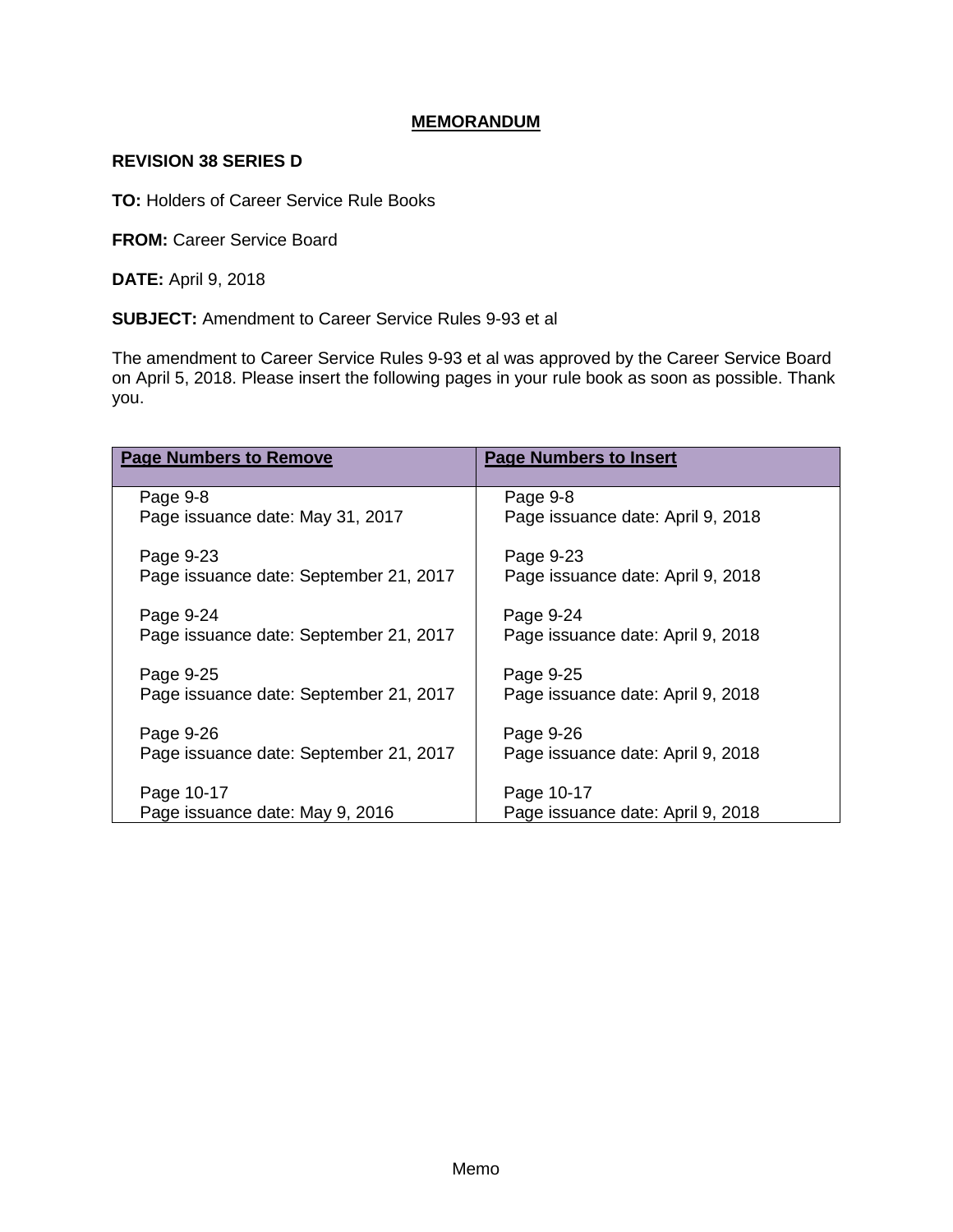# MEMORANDUM

**REVISION 38 SERIES D**

**TO:** Holders of Career Service Rule Books

**FROM:** Career Service Board

**DATE:** April 9, 2018

**SUBJECT:** Amendment to Career Service Rules 9-93 et al

The amendment to Career Service Rules 9-93 et al was approved by the Career Service Board on April 5, 2018. Please insert the following pages in your rule book as soon as possible. Thank you.

| Page Numbers to Remove | Page Numbers to Insert |
|---|---|
| Page 9-8<br>Page issuance date: May 31, 2017 | Page 9-8<br>Page issuance date: April 9, 2018 |
| Page 9-23<br>Page issuance date: September 21, 2017 | Page 9-23<br>Page issuance date: April 9, 2018 |
| Page 9-24<br>Page issuance date: September 21, 2017 | Page 9-24<br>Page issuance date: April 9, 2018 |
| Page 9-25<br>Page issuance date: September 21, 2017 | Page 9-25<br>Page issuance date: April 9, 2018 |
| Page 9-26<br>Page issuance date: September 21, 2017 | Page 9-26<br>Page issuance date: April 9, 2018 |
| Page 10-17<br>Page issuance date: May 9, 2016 | Page 10-17<br>Page issuance date: April 9, 2018 |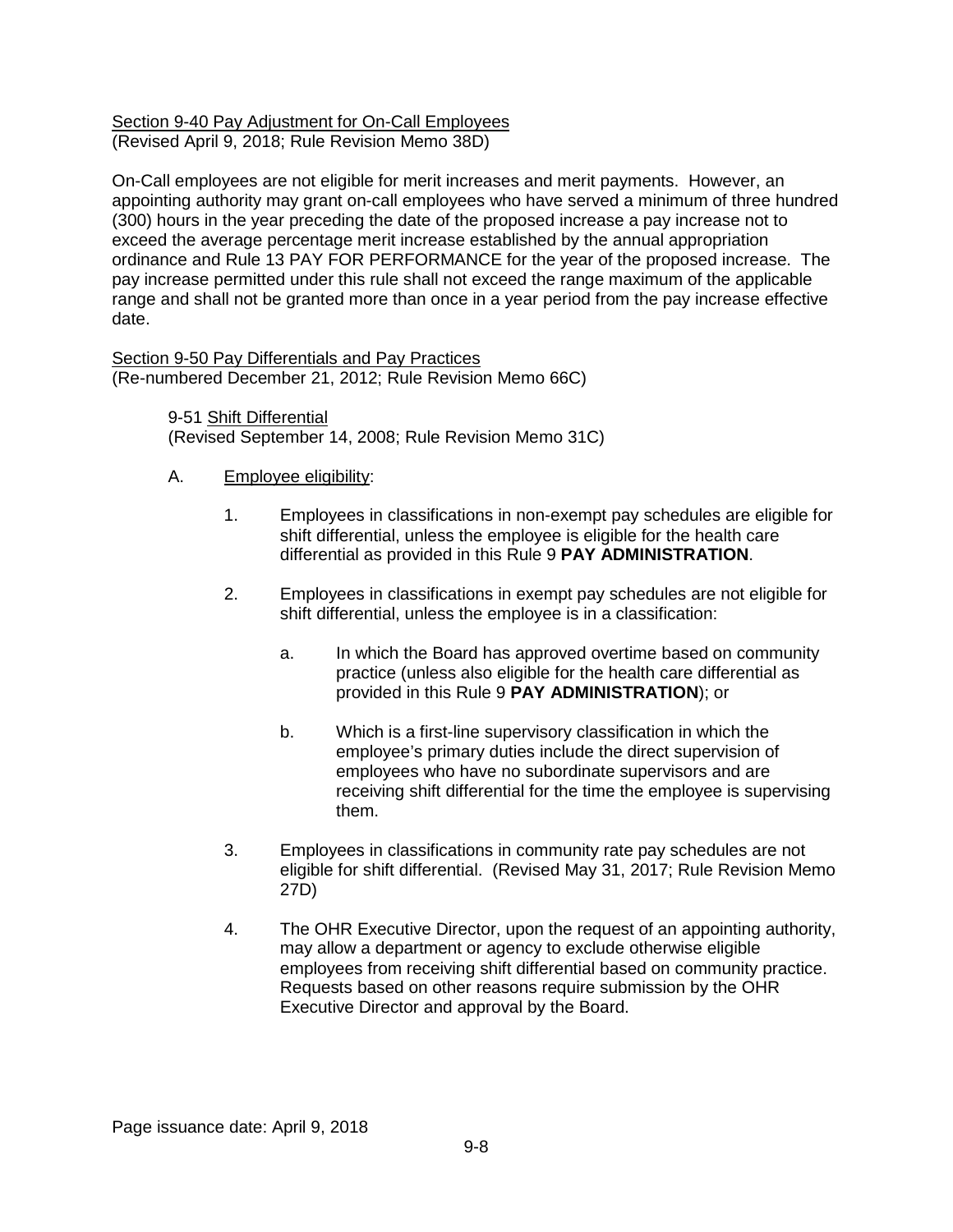Section 9-40 Pay Adjustment for On-Call Employees
(Revised April 9, 2018; Rule Revision Memo 38D)

On-Call employees are not eligible for merit increases and merit payments. However, an appointing authority may grant on-call employees who have served a minimum of three hundred (300) hours in the year preceding the date of the proposed increase a pay increase not to exceed the average percentage merit increase established by the annual appropriation ordinance and Rule 13 PAY FOR PERFORMANCE for the year of the proposed increase. The pay increase permitted under this rule shall not exceed the range maximum of the applicable range and shall not be granted more than once in a year period from the pay increase effective date.

Section 9-50 Pay Differentials and Pay Practices
(Re-numbered December 21, 2012; Rule Revision Memo 66C)

9-51 Shift Differential
(Revised September 14, 2008; Rule Revision Memo 31C)

A. Employee eligibility:

1. Employees in classifications in non-exempt pay schedules are eligible for shift differential, unless the employee is eligible for the health care differential as provided in this Rule 9 **PAY ADMINISTRATION**.

2. Employees in classifications in exempt pay schedules are not eligible for shift differential, unless the employee is in a classification:

   a. In which the Board has approved overtime based on community practice (unless also eligible for the health care differential as provided in this Rule 9 **PAY ADMINISTRATION**); or

   b. Which is a first-line supervisory classification in which the employee's primary duties include the direct supervision of employees who have no subordinate supervisors and are receiving shift differential for the time the employee is supervising them.

3. Employees in classifications in community rate pay schedules are not eligible for shift differential. (Revised May 31, 2017; Rule Revision Memo 27D)

4. The OHR Executive Director, upon the request of an appointing authority, may allow a department or agency to exclude otherwise eligible employees from receiving shift differential based on community practice. Requests based on other reasons require submission by the OHR Executive Director and approval by the Board.

Page issuance date: April 9, 2018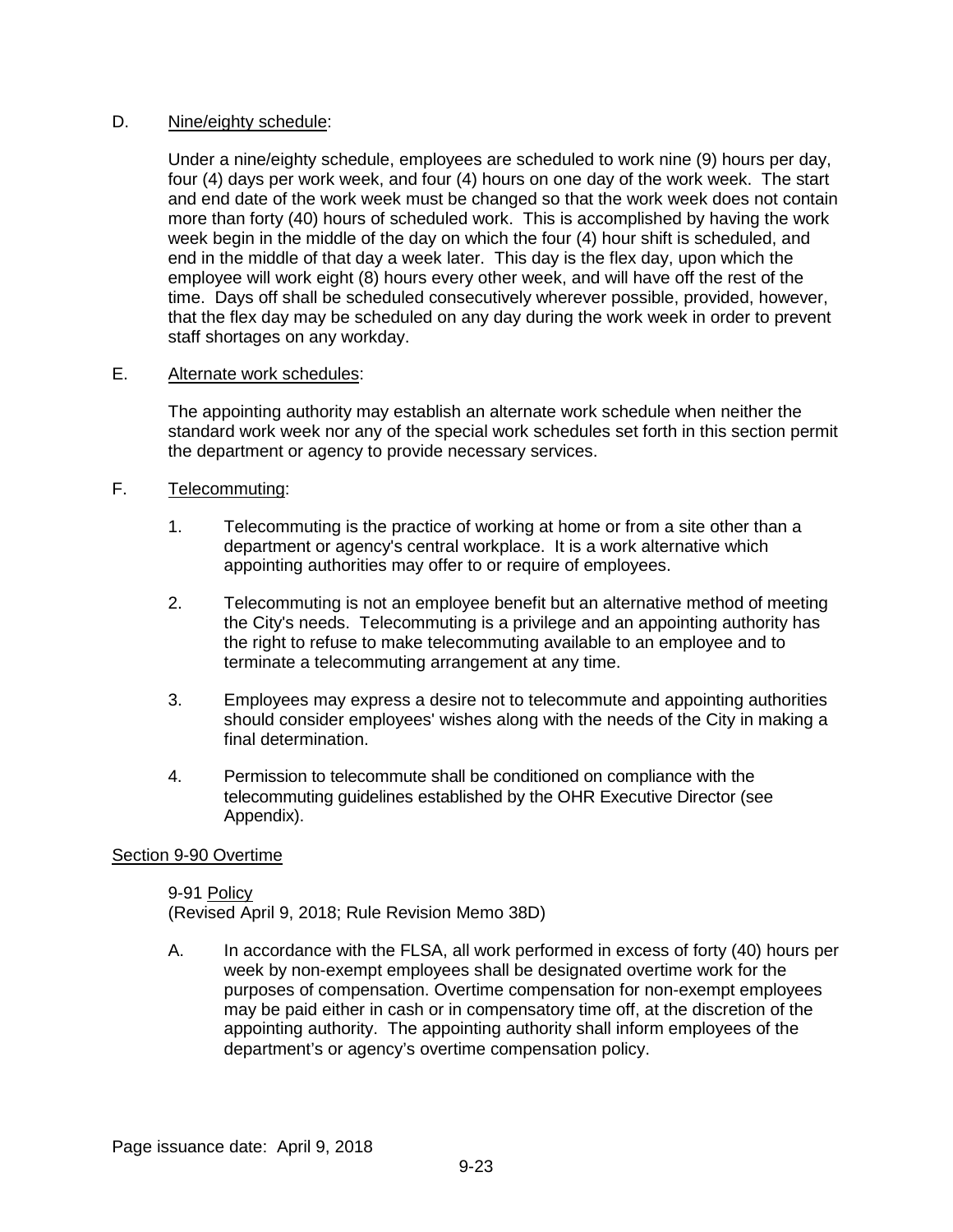D. Nine/eighty schedule:

Under a nine/eighty schedule, employees are scheduled to work nine (9) hours per day, four (4) days per work week, and four (4) hours on one day of the work week. The start and end date of the work week must be changed so that the work week does not contain more than forty (40) hours of scheduled work. This is accomplished by having the work week begin in the middle of the day on which the four (4) hour shift is scheduled, and end in the middle of that day a week later. This day is the flex day, upon which the employee will work eight (8) hours every other week, and will have off the rest of the time. Days off shall be scheduled consecutively wherever possible, provided, however, that the flex day may be scheduled on any day during the work week in order to prevent staff shortages on any workday.

E. Alternate work schedules:

The appointing authority may establish an alternate work schedule when neither the standard work week nor any of the special work schedules set forth in this section permit the department or agency to provide necessary services.

F. Telecommuting:

1. Telecommuting is the practice of working at home or from a site other than a department or agency's central workplace. It is a work alternative which appointing authorities may offer to or require of employees.

2. Telecommuting is not an employee benefit but an alternative method of meeting the City's needs. Telecommuting is a privilege and an appointing authority has the right to refuse to make telecommuting available to an employee and to terminate a telecommuting arrangement at any time.

3. Employees may express a desire not to telecommute and appointing authorities should consider employees' wishes along with the needs of the City in making a final determination.

4. Permission to telecommute shall be conditioned on compliance with the telecommuting guidelines established by the OHR Executive Director (see Appendix).

## Section 9-90 Overtime

### 9-91 Policy

(Revised April 9, 2018; Rule Revision Memo 38D)

A. In accordance with the FLSA, all work performed in excess of forty (40) hours per week by non-exempt employees shall be designated overtime work for the purposes of compensation. Overtime compensation for non-exempt employees may be paid either in cash or in compensatory time off, at the discretion of the appointing authority. The appointing authority shall inform employees of the department's or agency's overtime compensation policy.

Page issuance date: April 9, 2018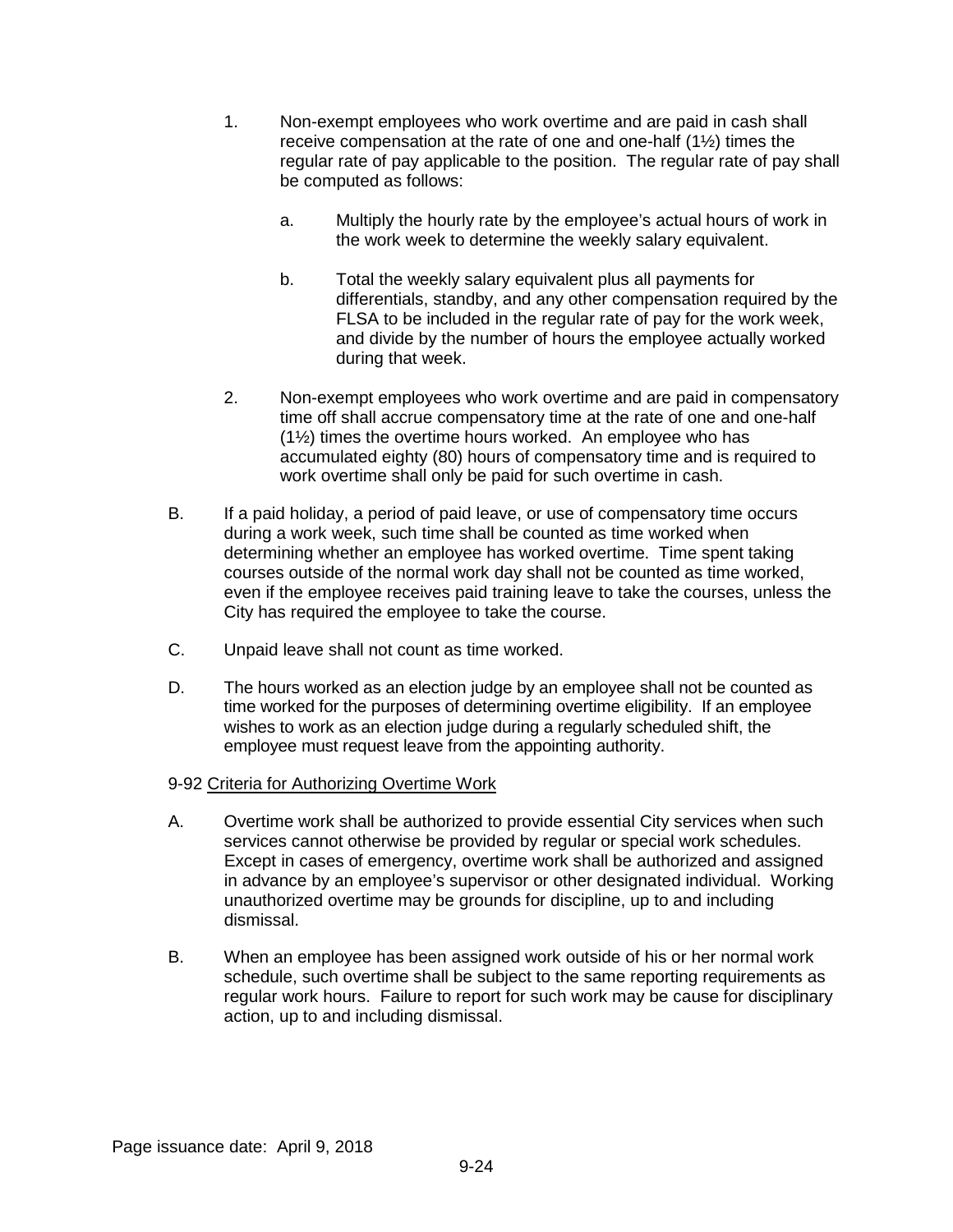1. Non-exempt employees who work overtime and are paid in cash shall receive compensation at the rate of one and one-half (1½) times the regular rate of pay applicable to the position. The regular rate of pay shall be computed as follows:

    a. Multiply the hourly rate by the employee's actual hours of work in the work week to determine the weekly salary equivalent.

    b. Total the weekly salary equivalent plus all payments for differentials, standby, and any other compensation required by the FLSA to be included in the regular rate of pay for the work week, and divide by the number of hours the employee actually worked during that week.

2. Non-exempt employees who work overtime and are paid in compensatory time off shall accrue compensatory time at the rate of one and one-half (1½) times the overtime hours worked. An employee who has accumulated eighty (80) hours of compensatory time and is required to work overtime shall only be paid for such overtime in cash.

B. If a paid holiday, a period of paid leave, or use of compensatory time occurs during a work week, such time shall be counted as time worked when determining whether an employee has worked overtime. Time spent taking courses outside of the normal work day shall not be counted as time worked, even if the employee receives paid training leave to take the courses, unless the City has required the employee to take the course.

C. Unpaid leave shall not count as time worked.

D. The hours worked as an election judge by an employee shall not be counted as time worked for the purposes of determining overtime eligibility. If an employee wishes to work as an election judge during a regularly scheduled shift, the employee must request leave from the appointing authority.

9-92 Criteria for Authorizing Overtime Work

A. Overtime work shall be authorized to provide essential City services when such services cannot otherwise be provided by regular or special work schedules. Except in cases of emergency, overtime work shall be authorized and assigned in advance by an employee's supervisor or other designated individual. Working unauthorized overtime may be grounds for discipline, up to and including dismissal.

B. When an employee has been assigned work outside of his or her normal work schedule, such overtime shall be subject to the same reporting requirements as regular work hours. Failure to report for such work may be cause for disciplinary action, up to and including dismissal.

Page issuance date: April 9, 2018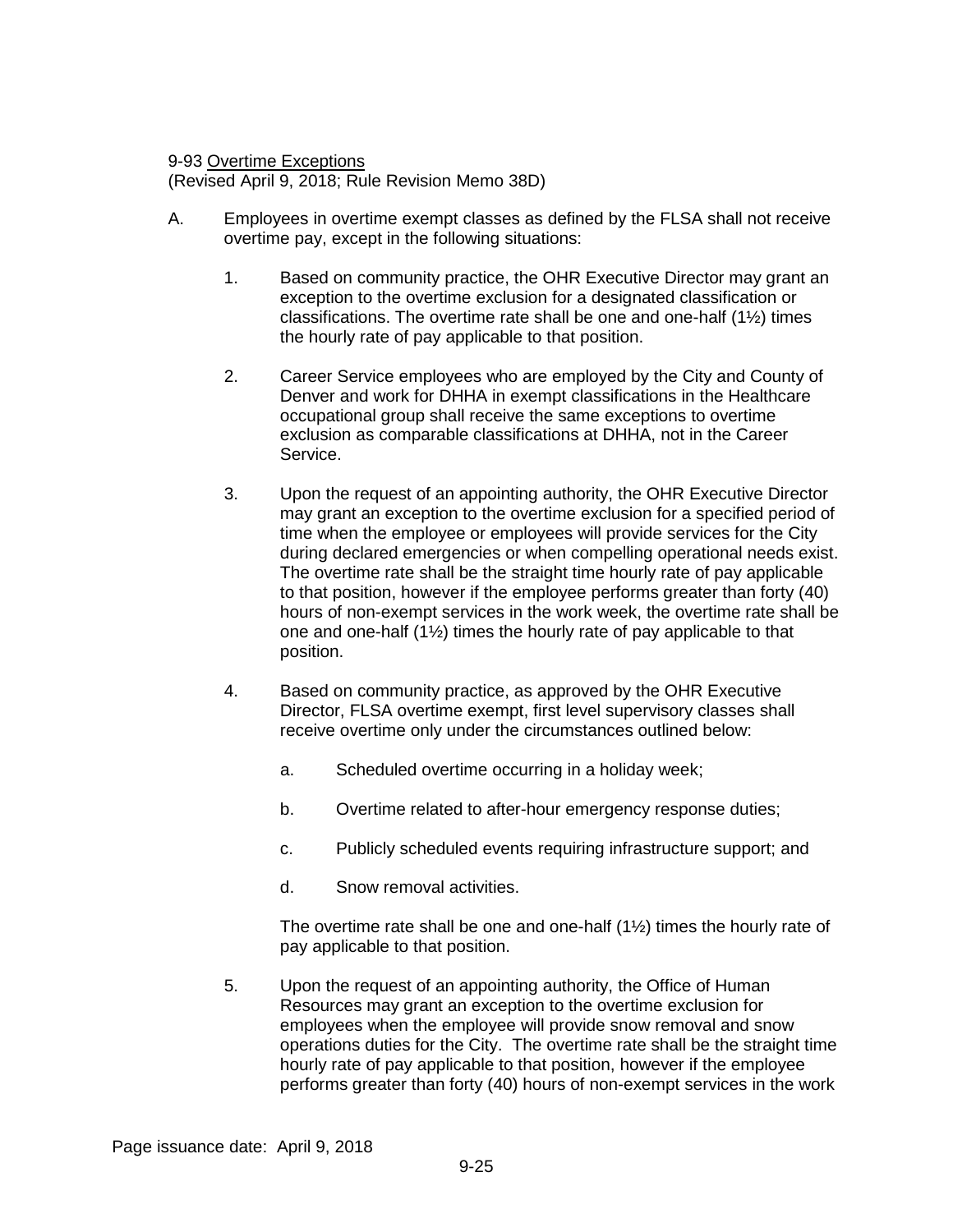9-93 <u>Overtime Exceptions</u>
(Revised April 9, 2018; Rule Revision Memo 38D)

A. Employees in overtime exempt classes as defined by the FLSA shall not receive overtime pay, except in the following situations:

   1. Based on community practice, the OHR Executive Director may grant an exception to the overtime exclusion for a designated classification or classifications. The overtime rate shall be one and one-half (1½) times the hourly rate of pay applicable to that position.

   2. Career Service employees who are employed by the City and County of Denver and work for DHHA in exempt classifications in the Healthcare occupational group shall receive the same exceptions to overtime exclusion as comparable classifications at DHHA, not in the Career Service.

   3. Upon the request of an appointing authority, the OHR Executive Director may grant an exception to the overtime exclusion for a specified period of time when the employee or employees will provide services for the City during declared emergencies or when compelling operational needs exist. The overtime rate shall be the straight time hourly rate of pay applicable to that position, however if the employee performs greater than forty (40) hours of non-exempt services in the work week, the overtime rate shall be one and one-half (1½) times the hourly rate of pay applicable to that position.

   4. Based on community practice, as approved by the OHR Executive Director, FLSA overtime exempt, first level supervisory classes shall receive overtime only under the circumstances outlined below:

      a. Scheduled overtime occurring in a holiday week;

      b. Overtime related to after-hour emergency response duties;

      c. Publicly scheduled events requiring infrastructure support; and

      d. Snow removal activities.

      The overtime rate shall be one and one-half (1½) times the hourly rate of pay applicable to that position.

   5. Upon the request of an appointing authority, the Office of Human Resources may grant an exception to the overtime exclusion for employees when the employee will provide snow removal and snow operations duties for the City. The overtime rate shall be the straight time hourly rate of pay applicable to that position, however if the employee performs greater than forty (40) hours of non-exempt services in the work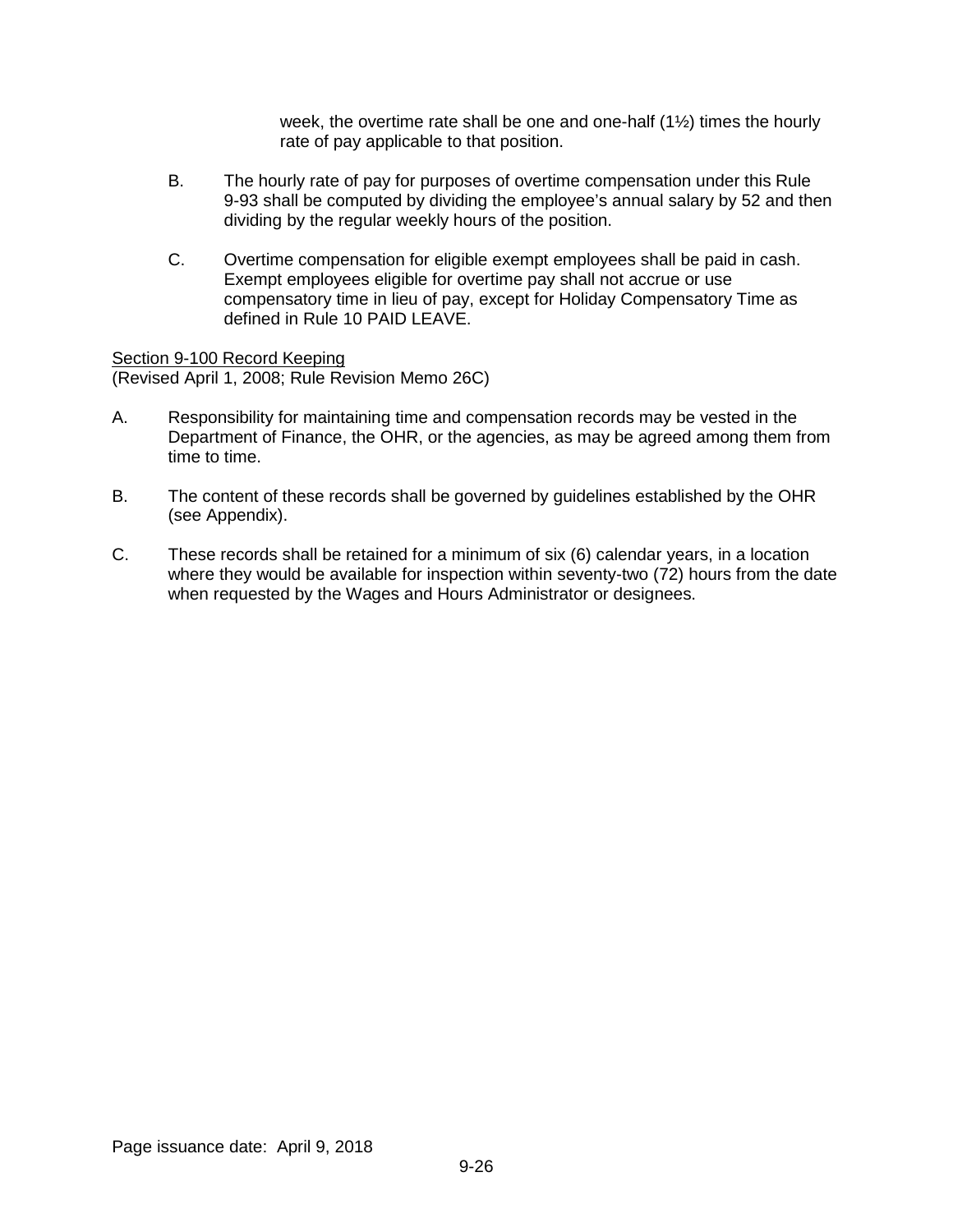week, the overtime rate shall be one and one-half (1½) times the hourly rate of pay applicable to that position.

B. The hourly rate of pay for purposes of overtime compensation under this Rule 9-93 shall be computed by dividing the employee's annual salary by 52 and then dividing by the regular weekly hours of the position.

C. Overtime compensation for eligible exempt employees shall be paid in cash. Exempt employees eligible for overtime pay shall not accrue or use compensatory time in lieu of pay, except for Holiday Compensatory Time as defined in Rule 10 PAID LEAVE.

Section 9-100 Record Keeping
(Revised April 1, 2008; Rule Revision Memo 26C)

A. Responsibility for maintaining time and compensation records may be vested in the Department of Finance, the OHR, or the agencies, as may be agreed among them from time to time.

B. The content of these records shall be governed by guidelines established by the OHR (see Appendix).

C. These records shall be retained for a minimum of six (6) calendar years, in a location where they would be available for inspection within seventy-two (72) hours from the date when requested by the Wages and Hours Administrator or designees.

Page issuance date: April 9, 2018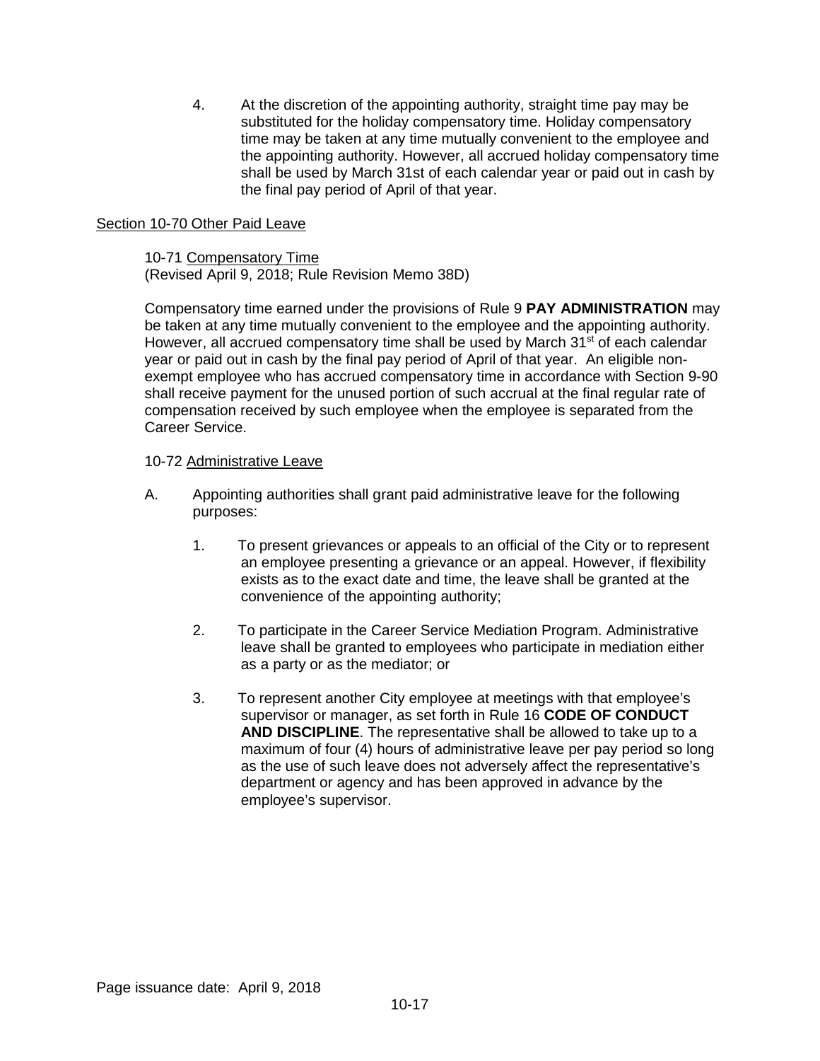4. At the discretion of the appointing authority, straight time pay may be substituted for the holiday compensatory time. Holiday compensatory time may be taken at any time mutually convenient to the employee and the appointing authority. However, all accrued holiday compensatory time shall be used by March 31st of each calendar year or paid out in cash by the final pay period of April of that year.

## Section 10-70 Other Paid Leave

### 10-71 Compensatory Time

(Revised April 9, 2018; Rule Revision Memo 38D)

Compensatory time earned under the provisions of Rule 9 **PAY ADMINISTRATION** may be taken at any time mutually convenient to the employee and the appointing authority. However, all accrued compensatory time shall be used by March 31st of each calendar year or paid out in cash by the final pay period of April of that year. An eligible non-exempt employee who has accrued compensatory time in accordance with Section 9-90 shall receive payment for the unused portion of such accrual at the final regular rate of compensation received by such employee when the employee is separated from the Career Service.

### 10-72 Administrative Leave

A. Appointing authorities shall grant paid administrative leave for the following purposes:

1. To present grievances or appeals to an official of the City or to represent an employee presenting a grievance or an appeal. However, if flexibility exists as to the exact date and time, the leave shall be granted at the convenience of the appointing authority;

2. To participate in the Career Service Mediation Program. Administrative leave shall be granted to employees who participate in mediation either as a party or as the mediator; or

3. To represent another City employee at meetings with that employee's supervisor or manager, as set forth in Rule 16 **CODE OF CONDUCT AND DISCIPLINE**. The representative shall be allowed to take up to a maximum of four (4) hours of administrative leave per pay period so long as the use of such leave does not adversely affect the representative's department or agency and has been approved in advance by the employee's supervisor.

Page issuance date: April 9, 2018